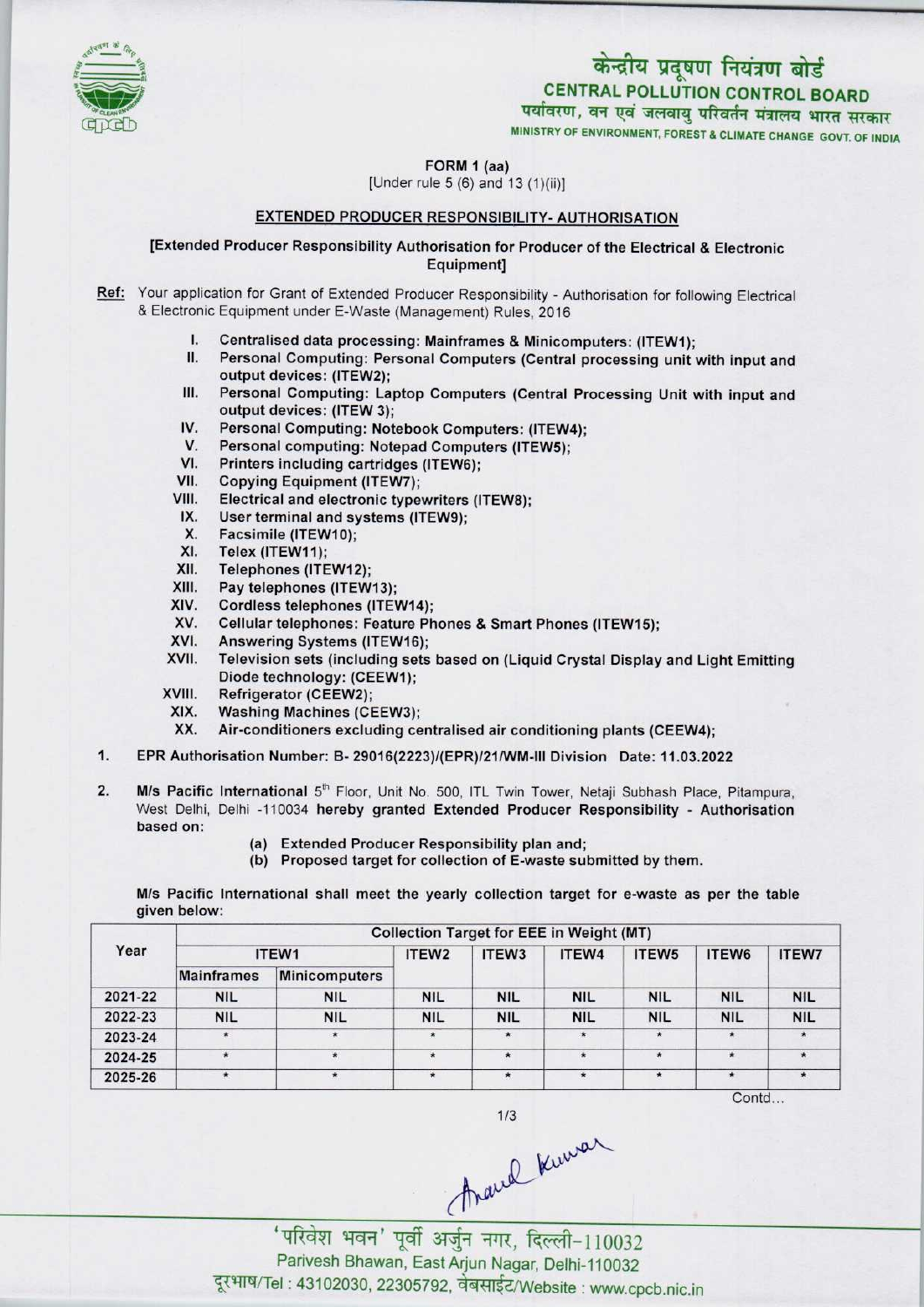# केन्द्रीय प्रदूषण नियंत्रण बोर्ड

## CENTRAL POLLUTION CONTROL BOARD

पर्यावरण, वन एवं जलवायु परिवर्तन मंत्रालय भारत सरकार

MINISTRY OF ENVIRONMENT, FOREST & CLIMATE CHANGE GOVT. OF INDIA

**FORM 1 (aa)**

[Under rule 5 (6) and 13 (1)(ii)]

**EXTENDED PRODUCER RESPONSIBILITY- AUTHORISATION**

**[Extended Producer Responsibility Authorisation for Producer of the Electrical & Electronic Equipment]**

**Ref:** Your application for Grant of Extended Producer Responsibility - Authorisation for following Electrical & Electronic Equipment under E-Waste (Management) Rules, 2016

I. **Centralised data processing: Mainframes & Minicomputers: (ITEW1);**
II. **Personal Computing: Personal Computers (Central processing unit with input and output devices: (ITEW2);**
III. **Personal Computing: Laptop Computers (Central Processing Unit with input and output devices: (ITEW 3);**
IV. **Personal Computing: Notebook Computers: (ITEW4);**
V. **Personal computing: Notepad Computers (ITEW5);**
VI. **Printers including cartridges (ITEW6);**
VII. Copying Equipment (ITEW7);
VIII. Electrical and electronic typewriters (ITEW8);
IX. User terminal and systems (ITEW9);
X. Facsimile (ITEW10);
XI. Telex (ITEW11);
XII. Telephones (ITEW12);
XIII. Pay telephones (ITEW13);
XIV. Cordless telephones (ITEW14);
XV. Cellular telephones: Feature Phones & Smart Phones (ITEW15);
XVI. Answering Systems (ITEW16);
XVII. Television sets (including sets based on (Liquid Crystal Display and Light Emitting Diode technology: (CEEW1);
XVIII. Refrigerator (CEEW2);
XIX. Washing Machines (CEEW3);
XX. Air-conditioners excluding centralised air conditioning plants (CEEW4);

1. EPR Authorisation Number: B- 29016(2223)/(EPR)/21/WM-III Division Date: 11.03.2022

2. **M/s Pacific International** 5th Floor, Unit No. 500, ITL Twin Tower, Netaji Subhash Place, Pitampura, West Delhi, Delhi -110034 **hereby granted Extended Producer Responsibility - Authorisation** based on:
   (a) Extended Producer Responsibility plan and;
   (b) Proposed target for collection of E-waste submitted by them.

M/s Pacific International shall meet the yearly collection target for e-waste as per the table given below:

| Year | Collection Target for EEE in Weight (MT) | | | | | | | |
|---|---|---|---|---|---|---|---|---|
| | ITEW1 | | ITEW2 | ITEW3 | ITEW4 | ITEW5 | ITEW6 | ITEW7 |
| | Mainframes | Minicomputers | | | | | | |
| 2021-22 | NIL | NIL | NIL | NIL | NIL | NIL | NIL | NIL |
| 2022-23 | NIL | NIL | NIL | NIL | NIL | NIL | NIL | NIL |
| 2023-24 | * | * | * | * | * | * | * | * |
| 2024-25 | * | * | * | * | * | * | * | * |
| 2025-26 | * | * | * | * | * | * | * | * |

Contd...

'परिवेश भवन' पूर्वी अर्जुन नगर, दिल्ली-110032
Parivesh Bhawan, East Arjun Nagar, Delhi-110032
दूरभाष/Tel : 43102030, 22305792, वेबसाईट/Website : www.cpcb.nic.in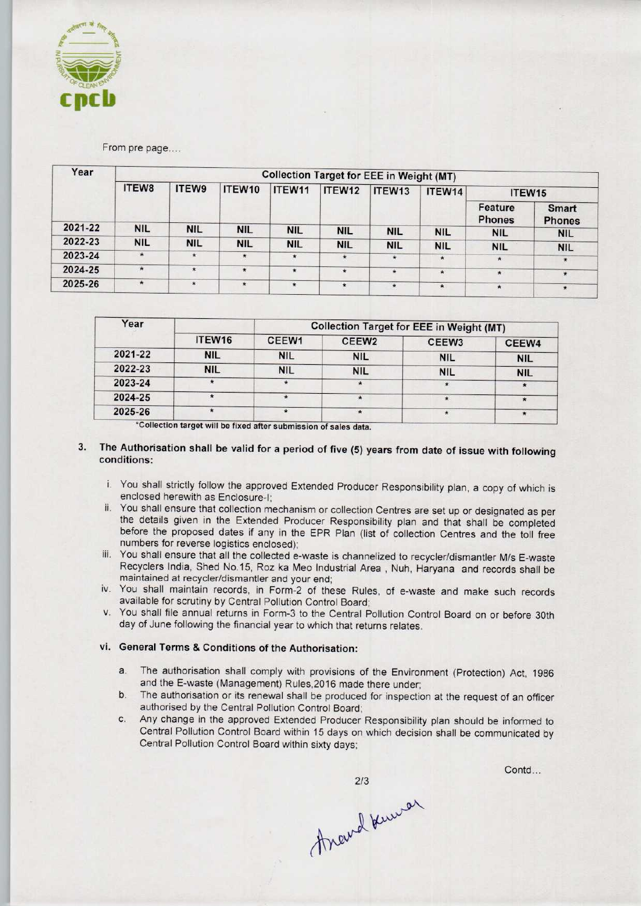From pre page....

| Year | Collection Target for EEE in Weight (MT) | | | | | | | | |
|---|---|---|---|---|---|---|---|---|---|
| | ITEW8 | ITEW9 | ITEW10 | ITEW11 | ITEW12 | ITEW13 | ITEW14 | ITEW15 | |
| | | | | | | | | Feature Phones | Smart Phones |
| 2021-22 | NIL | NIL | NIL | NIL | NIL | NIL | NIL | NIL | NIL |
| 2022-23 | NIL | NIL | NIL | NIL | NIL | NIL | NIL | NIL | NIL |
| 2023-24 | * | * | * | * | * | * | * | * | * |
| 2024-25 | * | * | * | * | * | * | * | * | * |
| 2025-26 | * | * | * | * | * | * | * | * | * |

| Year | | Collection Target for EEE in Weight (MT) | | | |
|---|---|---|---|---|---|
| | ITEW16 | CEEW1 | CEEW2 | CEEW3 | CEEW4 |
| 2021-22 | NIL | NIL | NIL | NIL | NIL |
| 2022-23 | NIL | NIL | NIL | NIL | NIL |
| 2023-24 | * | * | * | * | * |
| 2024-25 | * | * | * | * | * |
| 2025-26 | * | * | * | * | * |

*Collection target will be fixed after submission of sales data.

3. **The Authorisation shall be valid for a period of five (5) years from date of issue with following conditions:**

   i. You shall strictly follow the approved Extended Producer Responsibility plan, a copy of which is enclosed herewith as Enclosure-I;

   ii. You shall ensure that collection mechanism or collection Centres are set up or designated as per the details given in the Extended Producer Responsibility plan and that shall be completed before the proposed dates if any in the EPR Plan (list of collection Centres and the toll free numbers for reverse logistics enclosed);

   iii. You shall ensure that all the collected e-waste is channelized to recycler/dismantler M/s E-waste Recyclers India, Shed No.15, Roz ka Meo Industrial Area , Nuh, Haryana and records shall be maintained at recycler/dismantler and your end;

   iv. You shall maintain records, in Form-2 of these Rules, of e-waste and make such records available for scrutiny by Central Pollution Control Board;

   v. You shall file annual returns in Form-3 to the Central Pollution Control Board on or before 30th day of June following the financial year to which that returns relates.

   vi. **General Terms & Conditions of the Authorisation:**

      a. The authorisation shall comply with provisions of the Environment (Protection) Act, 1986 and the E-waste (Management) Rules,2016 made there under;

      b. The authorisation or its renewal shall be produced for inspection at the request of an officer authorised by the Central Pollution Control Board;

      c. Any change in the approved Extended Producer Responsibility plan should be informed to Central Pollution Control Board within 15 days on which decision shall be communicated by Central Pollution Control Board within sixty days;

Contd...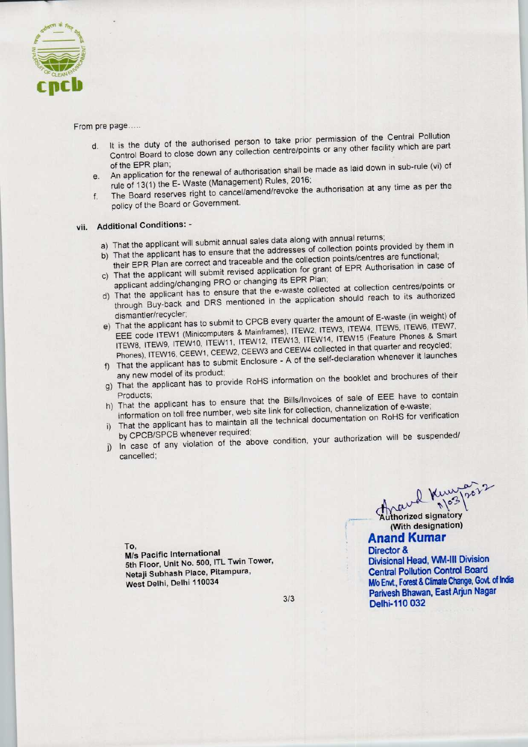From pre page.....

d. It is the duty of the authorised person to take prior permission of the Central Pollution Control Board to close down any collection centre/points or any other facility which are part of the EPR plan;

e. An application for the renewal of authorisation shall be made as laid down in sub-rule (vi) of rule of 13(1) the E- Waste (Management) Rules, 2016;

f. The Board reserves right to cancel/amend/revoke the authorisation at any time as per the policy of the Board or Government.

vii. **Additional Conditions: -**

a) That the applicant will submit annual sales data along with annual returns;

b) That the applicant has to ensure that the addresses of collection points provided by them in their EPR Plan are correct and traceable and the collection points/centres are functional;

c) That the applicant will submit revised application for grant of EPR Authorisation in case of applicant adding/changing PRO or changing its EPR Plan;

d) That the applicant has to ensure that the e-waste collected at collection centres/points or through Buy-back and DRS mentioned in the application should reach to its authorized dismantler/recycler;

e) That the applicant has to submit to CPCB every quarter the amount of E-waste (in weight) of EEE code ITEW1 (Minicomputers & Mainframes), ITEW2, ITEW3, ITEW4, ITEW5, ITEW6, ITEW7, ITEW8, ITEW9, ITEW10, ITEW11, ITEW12, ITEW13, ITEW14, ITEW15 (Feature Phones & Smart Phones), ITEW16, CEEW1, CEEW2, CEEW3 and CEEW4 collected in that quarter and recycled;

f) That the applicant has to submit Enclosure - A of the self-declaration whenever it launches any new model of its product;

g) That the applicant has to provide RoHS information on the booklet and brochures of their Products;

h) That the applicant has to ensure that the Bills/Invoices of sale of EEE have to contain information on toll free number, web site link for collection, channelization of e-waste;

i) That the applicant has to maintain all the technical documentation on RoHS for verification by CPCB/SPCB whenever required;

j) In case of any violation of the above condition, your authorization will be suspended/ cancelled;

Anand Kumar 11/03/2022

Authorized signatory
(With designation)

**Anand Kumar**
Director &
Divisional Head, WM-III Division
Central Pollution Control Board
M/o Envt., Forest & Climate Change, Govt. of India
Parivesh Bhawan, East Arjun Nagar
Delhi-110 032

To,
M/s Pacific International
5th Floor, Unit No. 500, ITL Twin Tower,
Netaji Subhash Place, Pitampura,
West Delhi, Delhi 110034